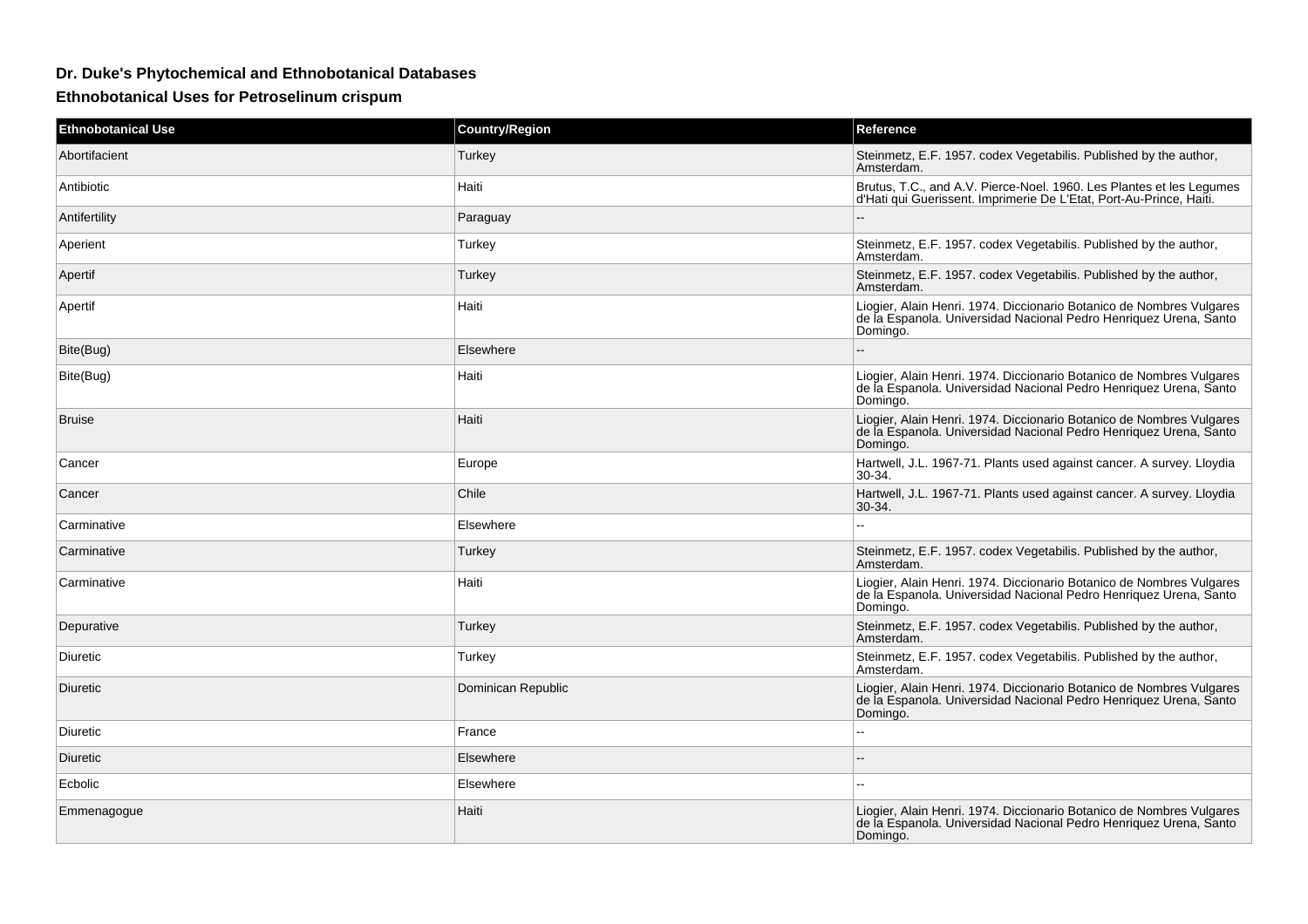## Dr. Duke's Phytochemical and Ethnobotanical Databases

### Ethnobotanical Uses for Petroselinum crispum

| Ethnobotanical Use | Country/Region | Reference |
|---|---|---|
| Abortifacient | Turkey | Steinmetz, E.F. 1957. codex Vegetabilis. Published by the author, Amsterdam. |
| Antibiotic | Haiti | Brutus, T.C., and A.V. Pierce-Noel. 1960. Les Plantes et les Legumes d'Hati qui Guerissent. Imprimerie De L'Etat, Port-Au-Prince, Haiti. |
| Antifertility | Paraguay | -- |
| Aperient | Turkey | Steinmetz, E.F. 1957. codex Vegetabilis. Published by the author, Amsterdam. |
| Apertif | Turkey | Steinmetz, E.F. 1957. codex Vegetabilis. Published by the author, Amsterdam. |
| Apertif | Haiti | Liogier, Alain Henri. 1974. Diccionario Botanico de Nombres Vulgares de la Espanola. Universidad Nacional Pedro Henriquez Urena, Santo Domingo. |
| Bite(Bug) | Elsewhere | -- |
| Bite(Bug) | Haiti | Liogier, Alain Henri. 1974. Diccionario Botanico de Nombres Vulgares de la Espanola. Universidad Nacional Pedro Henriquez Urena, Santo Domingo. |
| Bruise | Haiti | Liogier, Alain Henri. 1974. Diccionario Botanico de Nombres Vulgares de la Espanola. Universidad Nacional Pedro Henriquez Urena, Santo Domingo. |
| Cancer | Europe | Hartwell, J.L. 1967-71. Plants used against cancer. A survey. Lloydia 30-34. |
| Cancer | Chile | Hartwell, J.L. 1967-71. Plants used against cancer. A survey. Lloydia 30-34. |
| Carminative | Elsewhere | -- |
| Carminative | Turkey | Steinmetz, E.F. 1957. codex Vegetabilis. Published by the author, Amsterdam. |
| Carminative | Haiti | Liogier, Alain Henri. 1974. Diccionario Botanico de Nombres Vulgares de la Espanola. Universidad Nacional Pedro Henriquez Urena, Santo Domingo. |
| Depurative | Turkey | Steinmetz, E.F. 1957. codex Vegetabilis. Published by the author, Amsterdam. |
| Diuretic | Turkey | Steinmetz, E.F. 1957. codex Vegetabilis. Published by the author, Amsterdam. |
| Diuretic | Dominican Republic | Liogier, Alain Henri. 1974. Diccionario Botanico de Nombres Vulgares de la Espanola. Universidad Nacional Pedro Henriquez Urena, Santo Domingo. |
| Diuretic | France | -- |
| Diuretic | Elsewhere | -- |
| Ecbolic | Elsewhere | -- |
| Emmenagogue | Haiti | Liogier, Alain Henri. 1974. Diccionario Botanico de Nombres Vulgares de la Espanola. Universidad Nacional Pedro Henriquez Urena, Santo Domingo. |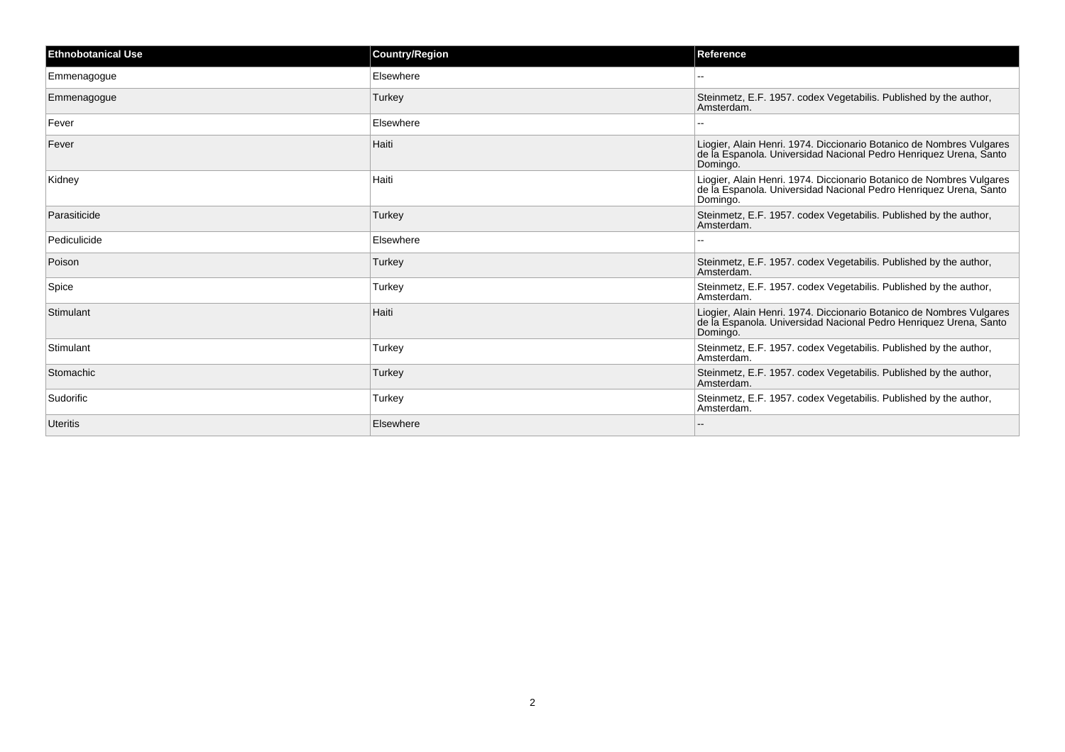| Ethnobotanical Use | Country/Region | Reference |
| --- | --- | --- |
| Emmenagogue | Elsewhere | -- |
| Emmenagogue | Turkey | Steinmetz, E.F. 1957. codex Vegetabilis. Published by the author, Amsterdam. |
| Fever | Elsewhere | -- |
| Fever | Haiti | Liogier, Alain Henri. 1974. Diccionario Botanico de Nombres Vulgares de la Espanola. Universidad Nacional Pedro Henriquez Urena, Santo Domingo. |
| Kidney | Haiti | Liogier, Alain Henri. 1974. Diccionario Botanico de Nombres Vulgares de la Espanola. Universidad Nacional Pedro Henriquez Urena, Santo Domingo. |
| Parasiticide | Turkey | Steinmetz, E.F. 1957. codex Vegetabilis. Published by the author, Amsterdam. |
| Pediculicide | Elsewhere | -- |
| Poison | Turkey | Steinmetz, E.F. 1957. codex Vegetabilis. Published by the author, Amsterdam. |
| Spice | Turkey | Steinmetz, E.F. 1957. codex Vegetabilis. Published by the author, Amsterdam. |
| Stimulant | Haiti | Liogier, Alain Henri. 1974. Diccionario Botanico de Nombres Vulgares de la Espanola. Universidad Nacional Pedro Henriquez Urena, Santo Domingo. |
| Stimulant | Turkey | Steinmetz, E.F. 1957. codex Vegetabilis. Published by the author, Amsterdam. |
| Stomachic | Turkey | Steinmetz, E.F. 1957. codex Vegetabilis. Published by the author, Amsterdam. |
| Sudorific | Turkey | Steinmetz, E.F. 1957. codex Vegetabilis. Published by the author, Amsterdam. |
| Uteritis | Elsewhere | -- |